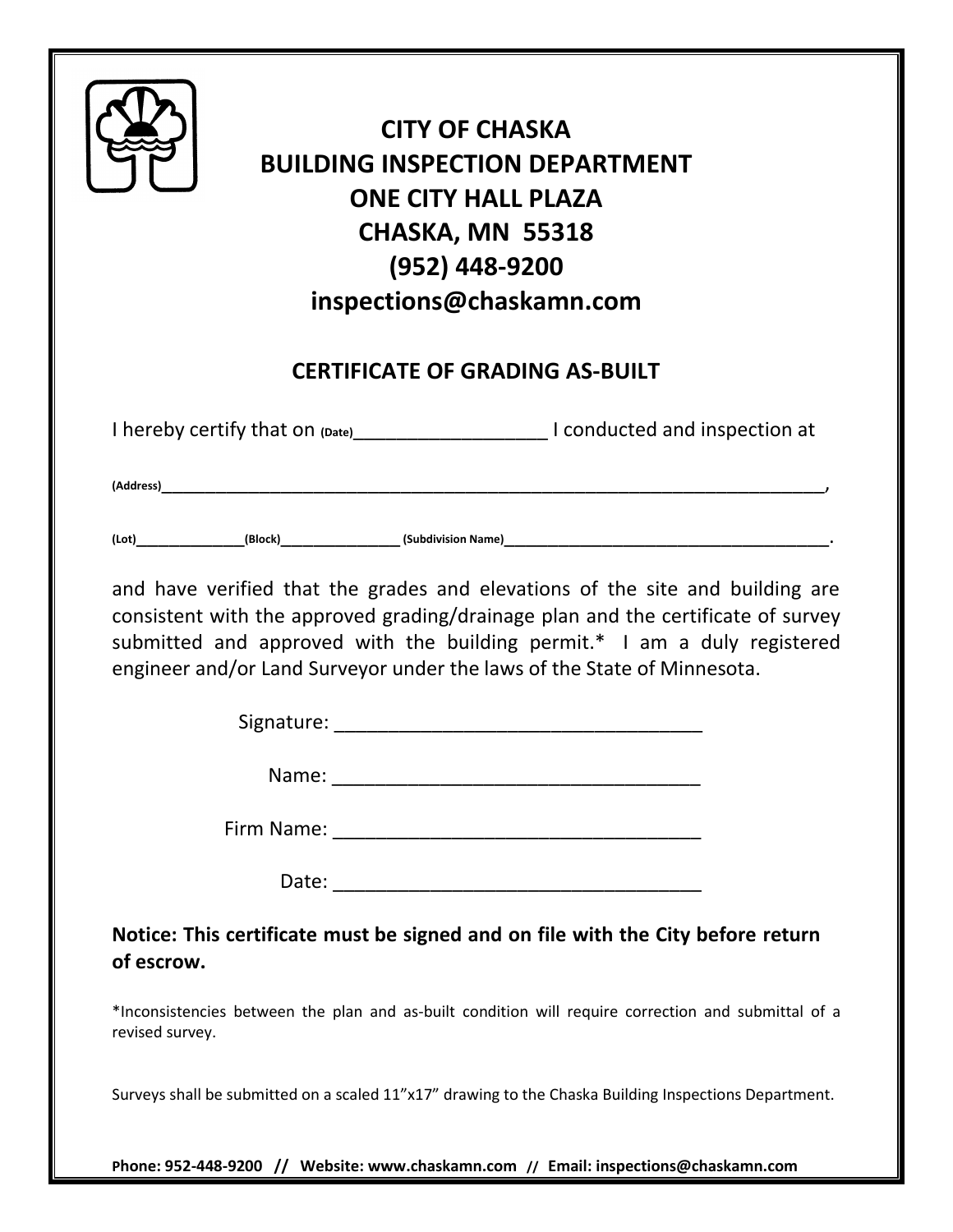# CITY OF CHASKA
# BUILDING INSPECTION DEPARTMENT
# ONE CITY HALL PLAZA
# CHASKA, MN 55318
# (952) 448-9200
# inspections@chaskamn.com

## CERTIFICATE OF GRADING AS-BUILT

I hereby certify that on (Date)__________________ I conducted and inspection at

(Address)________________________________________________________________________________,

(Lot)_______________(Block)________________ (Subdivision Name)____________________________________________.

and have verified that the grades and elevations of the site and building are consistent with the approved grading/drainage plan and the certificate of survey submitted and approved with the building permit.* I am a duly registered engineer and/or Land Surveyor under the laws of the State of Minnesota.

Signature: ___________________________________

Name: ___________________________________

Firm Name: ___________________________________

Date: ___________________________________

**Notice: This certificate must be signed and on file with the City before return of escrow.**

*Inconsistencies between the plan and as-built condition will require correction and submittal of a revised survey.

Surveys shall be submitted on a scaled 11"x17" drawing to the Chaska Building Inspections Department.

**Phone: 952-448-9200 // Website: www.chaskamn.com // Email: inspections@chaskamn.com**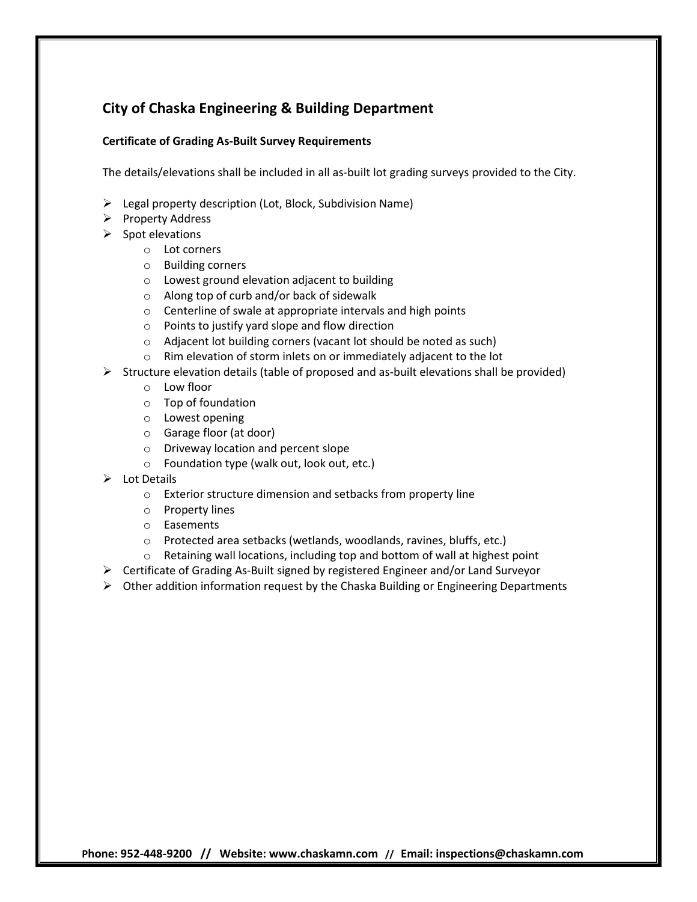## City of Chaska Engineering & Building Department

**Certificate of Grading As-Built Survey Requirements**

The details/elevations shall be included in all as-built lot grading surveys provided to the City.

- Legal property description (Lot, Block, Subdivision Name)
- Property Address
- Spot elevations
  - Lot corners
  - Building corners
  - Lowest ground elevation adjacent to building
  - Along top of curb and/or back of sidewalk
  - Centerline of swale at appropriate intervals and high points
  - Points to justify yard slope and flow direction
  - Adjacent lot building corners (vacant lot should be noted as such)
  - Rim elevation of storm inlets on or immediately adjacent to the lot
- Structure elevation details (table of proposed and as-built elevations shall be provided)
  - Low floor
  - Top of foundation
  - Lowest opening
  - Garage floor (at door)
  - Driveway location and percent slope
  - Foundation type (walk out, look out, etc.)
- Lot Details
  - Exterior structure dimension and setbacks from property line
  - Property lines
  - Easements
  - Protected area setbacks (wetlands, woodlands, ravines, bluffs, etc.)
  - Retaining wall locations, including top and bottom of wall at highest point
- Certificate of Grading As-Built signed by registered Engineer and/or Land Surveyor
- Other addition information request by the Chaska Building or Engineering Departments

**Phone: 952-448-9200 // Website: www.chaskamn.com // Email: inspections@chaskamn.com**